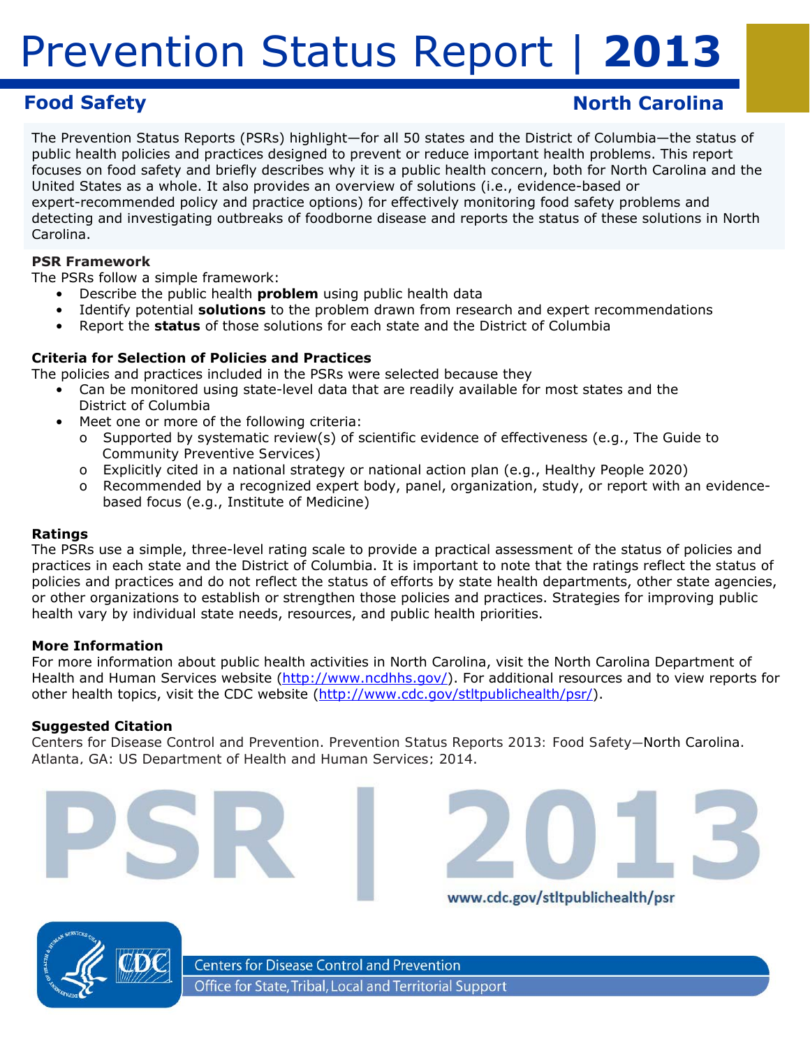# Prevention Status Report | 2013

## Food Safety

## North Carolina

The Prevention Status Reports (PSRs) highlight—for all 50 states and the District of Columbia—the status of public health policies and practices designed to prevent or reduce important health problems. This report focuses on food safety and briefly describes why it is a public health concern, both for North Carolina and the United States as a whole. It also provides an overview of solutions (i.e., evidence-based or expert-recommended policy and practice options) for effectively monitoring food safety problems and detecting and investigating outbreaks of foodborne disease and reports the status of these solutions in North Carolina.

### PSR Framework

The PSRs follow a simple framework:

- Describe the public health **problem** using public health data
- Identify potential **solutions** to the problem drawn from research and expert recommendations
- Report the **status** of those solutions for each state and the District of Columbia

### Criteria for Selection of Policies and Practices

The policies and practices included in the PSRs were selected because they

- Can be monitored using state-level data that are readily available for most states and the District of Columbia
- Meet one or more of the following criteria:
  - Supported by systematic review(s) of scientific evidence of effectiveness (e.g., The Guide to Community Preventive Services)
  - Explicitly cited in a national strategy or national action plan (e.g., Healthy People 2020)
  - Recommended by a recognized expert body, panel, organization, study, or report with an evidence-based focus (e.g., Institute of Medicine)

### Ratings

The PSRs use a simple, three-level rating scale to provide a practical assessment of the status of policies and practices in each state and the District of Columbia. It is important to note that the ratings reflect the status of policies and practices and do not reflect the status of efforts by state health departments, other state agencies, or other organizations to establish or strengthen those policies and practices. Strategies for improving public health vary by individual state needs, resources, and public health priorities.

### More Information

For more information about public health activities in North Carolina, visit the North Carolina Department of Health and Human Services website (http://www.ncdhhs.gov/). For additional resources and to view reports for other health topics, visit the CDC website (http://www.cdc.gov/stltpublichealth/psr/).

### Suggested Citation

Centers for Disease Control and Prevention. Prevention Status Reports 2013: Food Safety—North Carolina. Atlanta, GA: US Department of Health and Human Services; 2014.

PSR | 2013

www.cdc.gov/stltpublichealth/psr

Centers for Disease Control and Prevention
Office for State, Tribal, Local and Territorial Support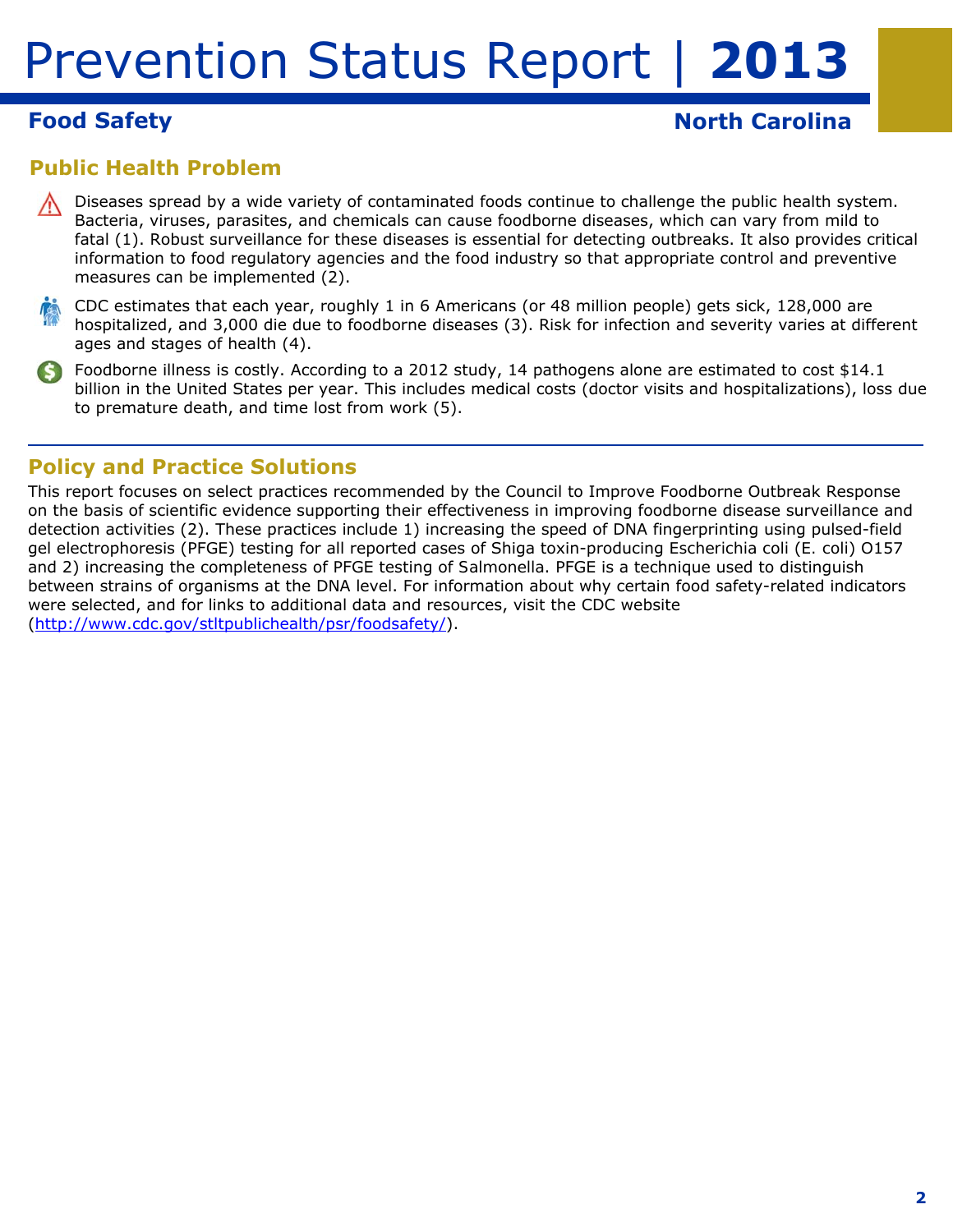# Prevention Status Report | 2013

## Food Safety

## North Carolina

### Public Health Problem

- Diseases spread by a wide variety of contaminated foods continue to challenge the public health system. Bacteria, viruses, parasites, and chemicals can cause foodborne diseases, which can vary from mild to fatal (1). Robust surveillance for these diseases is essential for detecting outbreaks. It also provides critical information to food regulatory agencies and the food industry so that appropriate control and preventive measures can be implemented (2).
- CDC estimates that each year, roughly 1 in 6 Americans (or 48 million people) gets sick, 128,000 are hospitalized, and 3,000 die due to foodborne diseases (3). Risk for infection and severity varies at different ages and stages of health (4).
- Foodborne illness is costly. According to a 2012 study, 14 pathogens alone are estimated to cost $14.1 billion in the United States per year. This includes medical costs (doctor visits and hospitalizations), loss due to premature death, and time lost from work (5).

### Policy and Practice Solutions

This report focuses on select practices recommended by the Council to Improve Foodborne Outbreak Response on the basis of scientific evidence supporting their effectiveness in improving foodborne disease surveillance and detection activities (2). These practices include 1) increasing the speed of DNA fingerprinting using pulsed-field gel electrophoresis (PFGE) testing for all reported cases of Shiga toxin-producing Escherichia coli (E. coli) O157 and 2) increasing the completeness of PFGE testing of Salmonella. PFGE is a technique used to distinguish between strains of organisms at the DNA level. For information about why certain food safety-related indicators were selected, and for links to additional data and resources, visit the CDC website (http://www.cdc.gov/stltpublichealth/psr/foodsafety/).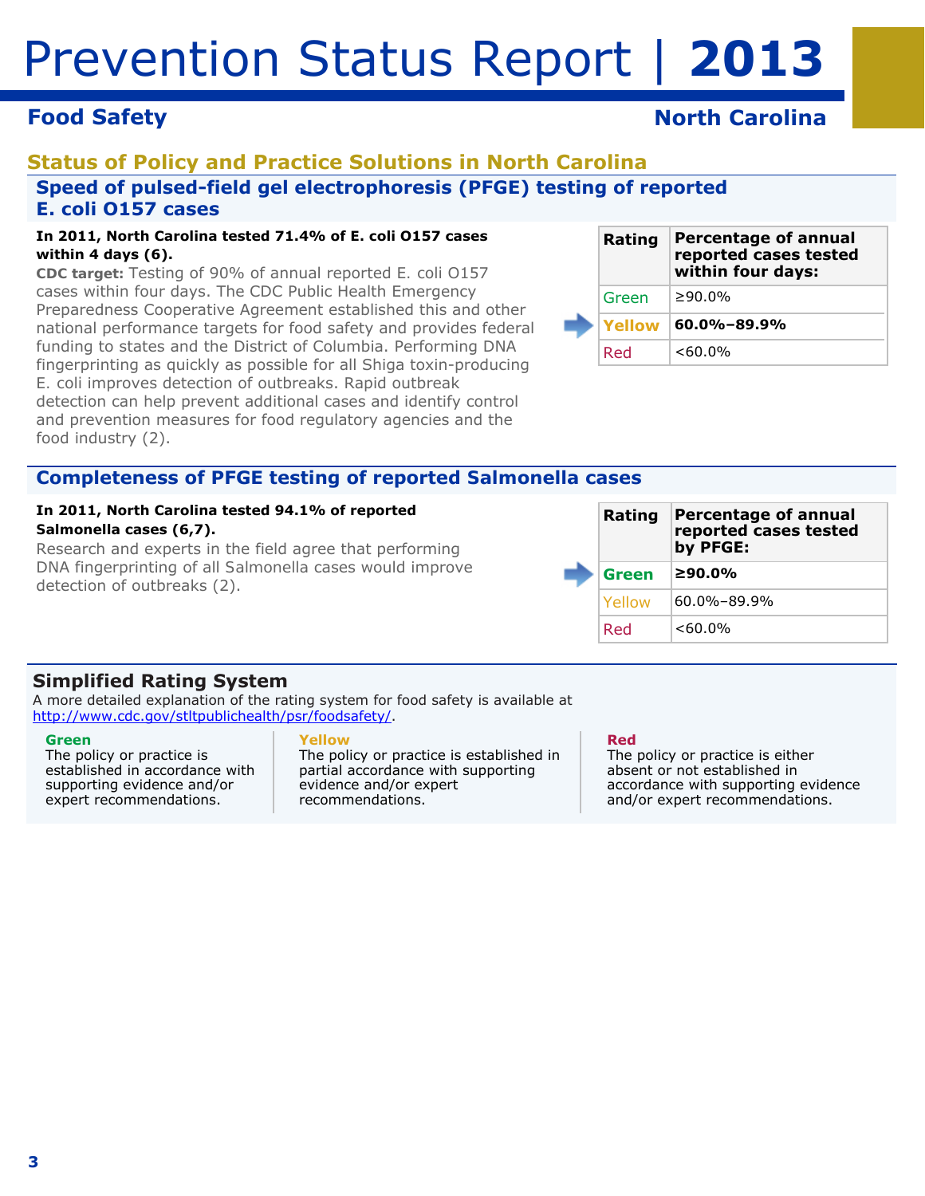# Prevention Status Report | 2013

## Food Safety — North Carolina

## Status of Policy and Practice Solutions in North Carolina

### Speed of pulsed-field gel electrophoresis (PFGE) testing of reported E. coli O157 cases

**In 2011, North Carolina tested 71.4% of E. coli O157 cases within 4 days (6).**

**CDC target:** Testing of 90% of annual reported E. coli O157 cases within four days. The CDC Public Health Emergency Preparedness Cooperative Agreement established this and other national performance targets for food safety and provides federal funding to states and the District of Columbia. Performing DNA fingerprinting as quickly as possible for all Shiga toxin-producing E. coli improves detection of outbreaks. Rapid outbreak detection can help prevent additional cases and identify control and prevention measures for food regulatory agencies and the food industry (2).

| Rating | Percentage of annual reported cases tested within four days: |
|---|---|
| Green | ≥90.0% |
| **Yellow** | **60.0%–89.9%** |
| Red | <60.0% |

### Completeness of PFGE testing of reported Salmonella cases

**In 2011, North Carolina tested 94.1% of reported Salmonella cases (6,7).**

Research and experts in the field agree that performing DNA fingerprinting of all Salmonella cases would improve detection of outbreaks (2).

| Rating | Percentage of annual reported cases tested by PFGE: |
|---|---|
| **Green** | **≥90.0%** |
| Yellow | 60.0%–89.9% |
| Red | <60.0% |

### Simplified Rating System

A more detailed explanation of the rating system for food safety is available at http://www.cdc.gov/stltpublichealth/psr/foodsafety/.

**Green**
The policy or practice is established in accordance with supporting evidence and/or expert recommendations.

**Yellow**
The policy or practice is established in partial accordance with supporting evidence and/or expert recommendations.

**Red**
The policy or practice is either absent or not established in accordance with supporting evidence and/or expert recommendations.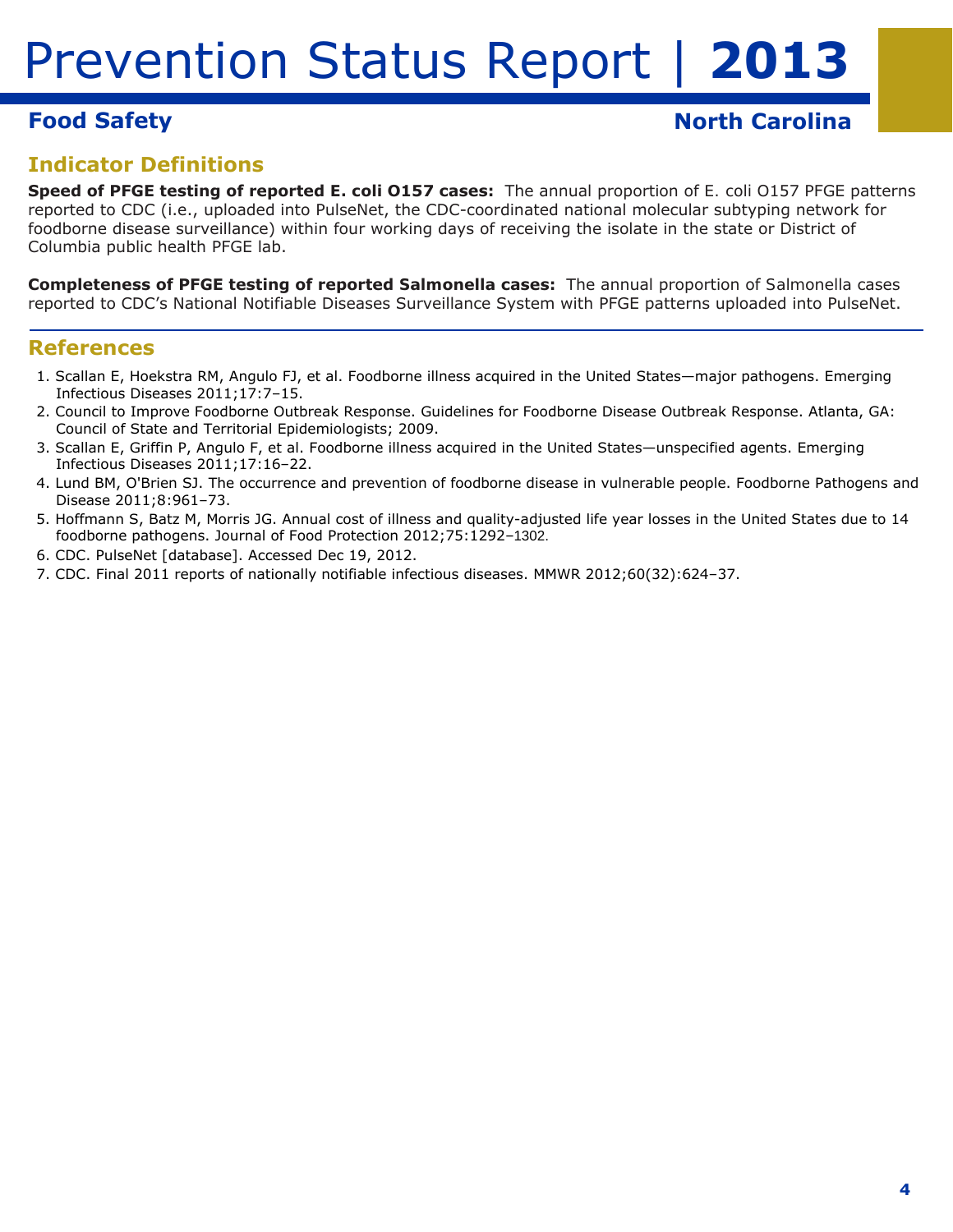# Prevention Status Report | **2013**

## Food Safety

## North Carolina

### Indicator Definitions

**Speed of PFGE testing of reported E. coli O157 cases:** The annual proportion of E. coli O157 PFGE patterns reported to CDC (i.e., uploaded into PulseNet, the CDC-coordinated national molecular subtyping network for foodborne disease surveillance) within four working days of receiving the isolate in the state or District of Columbia public health PFGE lab.

**Completeness of PFGE testing of reported Salmonella cases:** The annual proportion of Salmonella cases reported to CDC's National Notifiable Diseases Surveillance System with PFGE patterns uploaded into PulseNet.

### References

1. Scallan E, Hoekstra RM, Angulo FJ, et al. Foodborne illness acquired in the United States—major pathogens. Emerging Infectious Diseases 2011;17:7–15.
2. Council to Improve Foodborne Outbreak Response. Guidelines for Foodborne Disease Outbreak Response. Atlanta, GA: Council of State and Territorial Epidemiologists; 2009.
3. Scallan E, Griffin P, Angulo F, et al. Foodborne illness acquired in the United States—unspecified agents. Emerging Infectious Diseases 2011;17:16–22.
4. Lund BM, O'Brien SJ. The occurrence and prevention of foodborne disease in vulnerable people. Foodborne Pathogens and Disease 2011;8:961–73.
5. Hoffmann S, Batz M, Morris JG. Annual cost of illness and quality-adjusted life year losses in the United States due to 14 foodborne pathogens. Journal of Food Protection 2012;75:1292–1302.
6. CDC. PulseNet [database]. Accessed Dec 19, 2012.
7. CDC. Final 2011 reports of nationally notifiable infectious diseases. MMWR 2012;60(32):624–37.